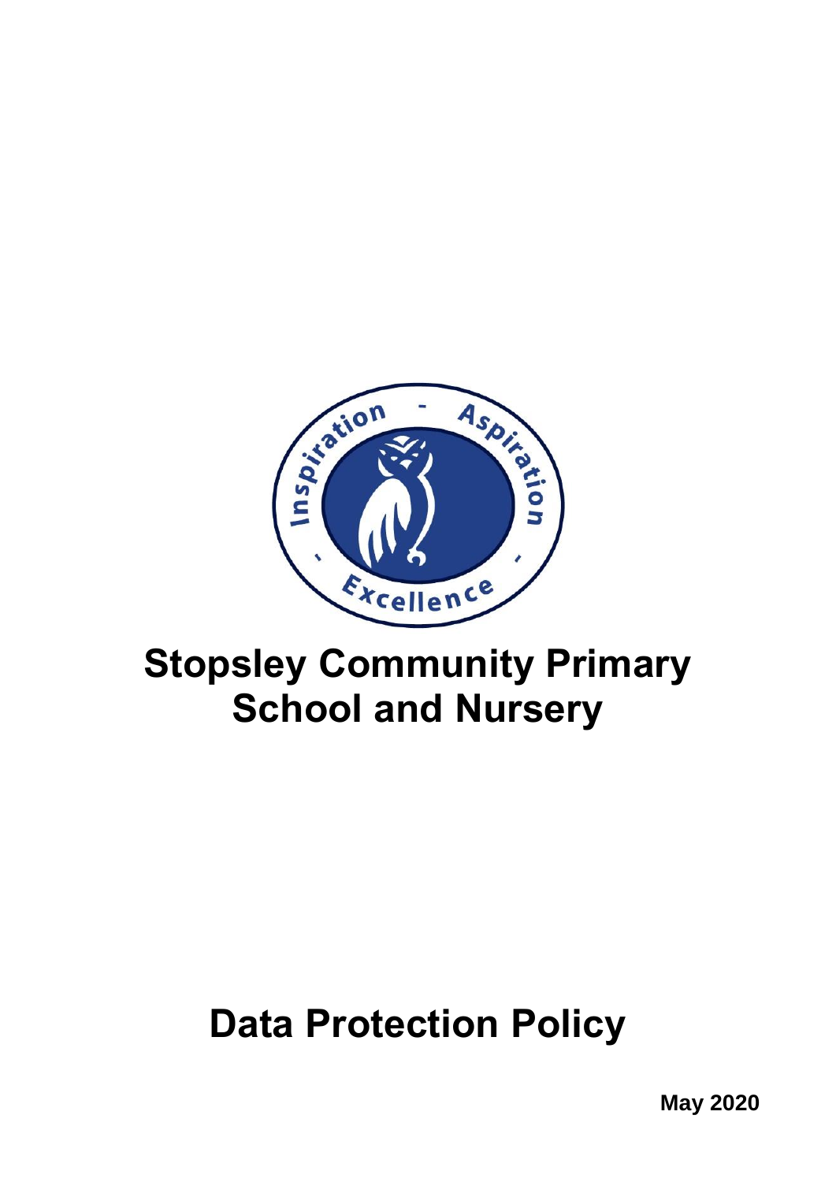# Stopsley Community Primary School and Nursery

# Data Protection Policy

**May 2020**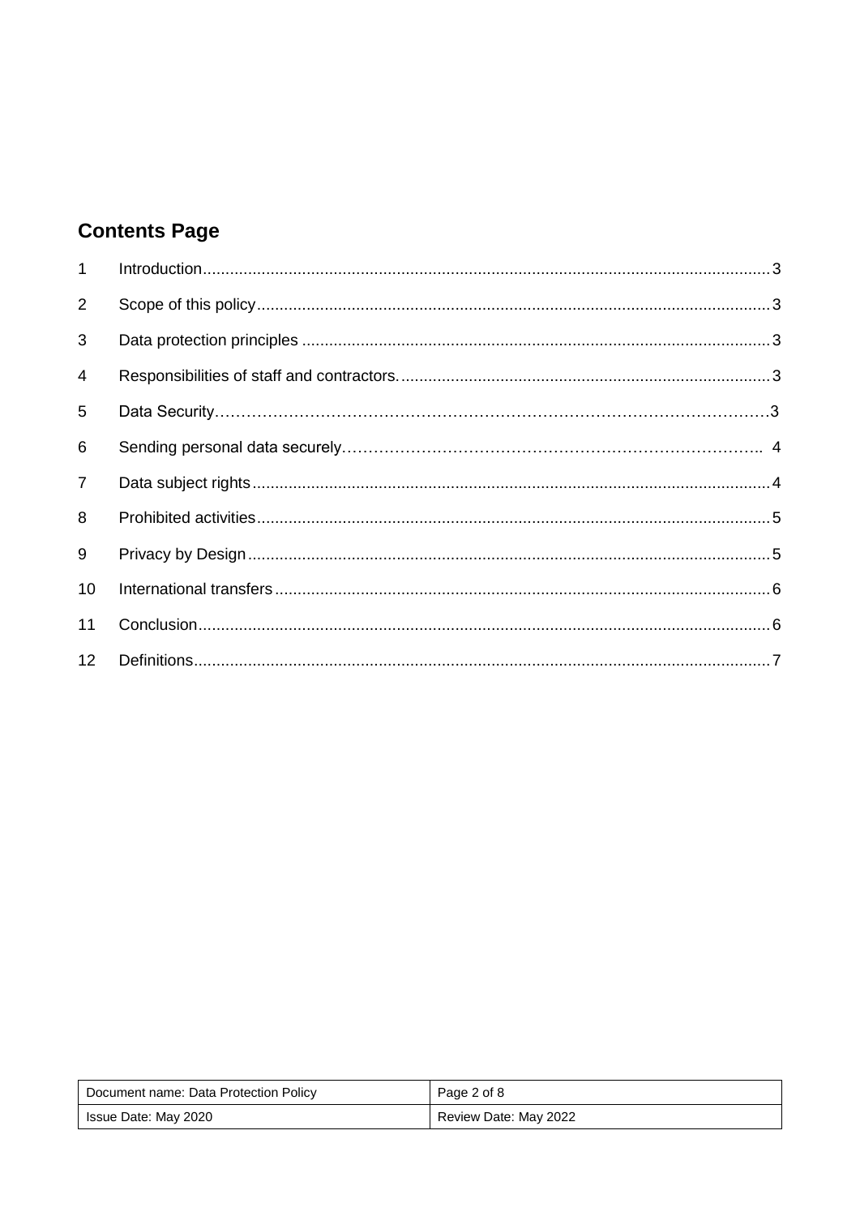## Contents Page

| | | |
|---|---|---|
| 1 | Introduction | 3 |
| 2 | Scope of this policy | 3 |
| 3 | Data protection principles | 3 |
| 4 | Responsibilities of staff and contractors. | 3 |
| 5 | Data Security | 3 |
| 6 | Sending personal data securely | 4 |
| 7 | Data subject rights | 4 |
| 8 | Prohibited activities | 5 |
| 9 | Privacy by Design | 5 |
| 10 | International transfers | 6 |
| 11 | Conclusion | 6 |
| 12 | Definitions | 7 |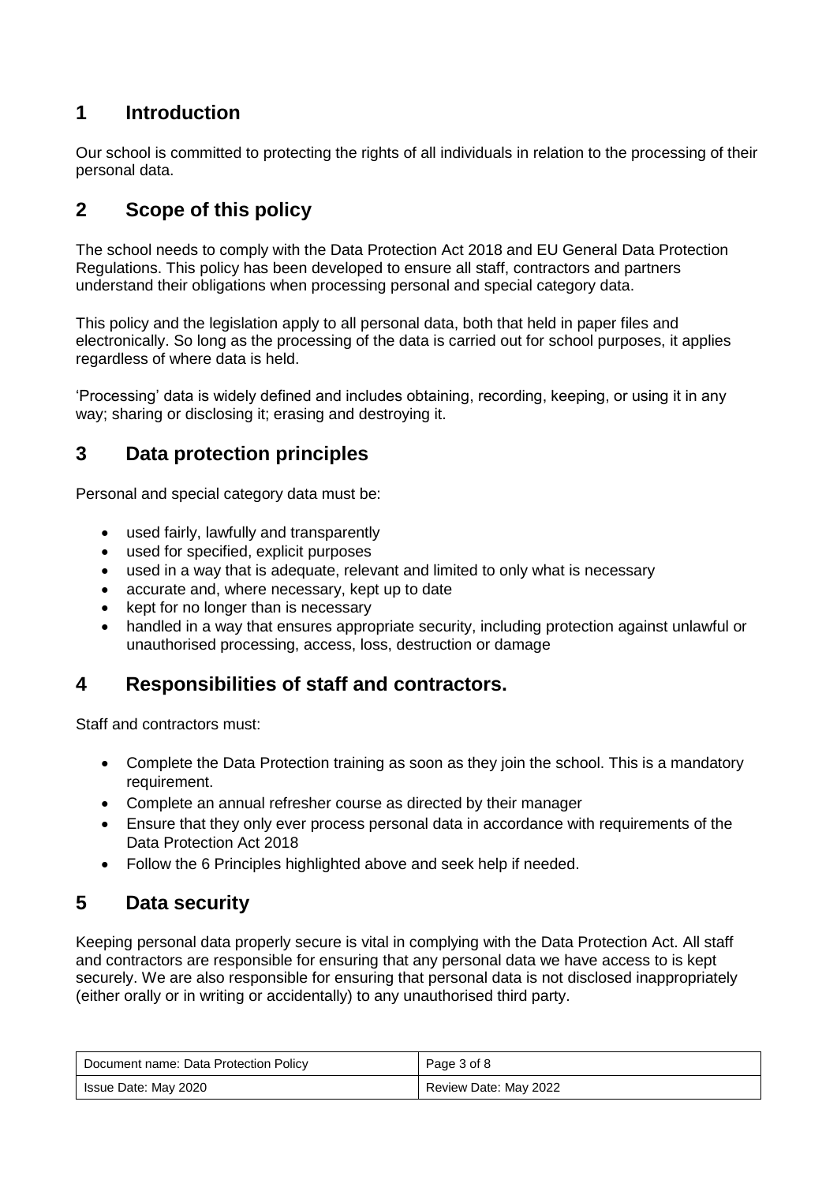## 1 Introduction

Our school is committed to protecting the rights of all individuals in relation to the processing of their personal data.

## 2 Scope of this policy

The school needs to comply with the Data Protection Act 2018 and EU General Data Protection Regulations. This policy has been developed to ensure all staff, contractors and partners understand their obligations when processing personal and special category data.

This policy and the legislation apply to all personal data, both that held in paper files and electronically. So long as the processing of the data is carried out for school purposes, it applies regardless of where data is held.

'Processing' data is widely defined and includes obtaining, recording, keeping, or using it in any way; sharing or disclosing it; erasing and destroying it.

## 3 Data protection principles

Personal and special category data must be:

- used fairly, lawfully and transparently
- used for specified, explicit purposes
- used in a way that is adequate, relevant and limited to only what is necessary
- accurate and, where necessary, kept up to date
- kept for no longer than is necessary
- handled in a way that ensures appropriate security, including protection against unlawful or unauthorised processing, access, loss, destruction or damage

## 4 Responsibilities of staff and contractors.

Staff and contractors must:

- Complete the Data Protection training as soon as they join the school. This is a mandatory requirement.
- Complete an annual refresher course as directed by their manager
- Ensure that they only ever process personal data in accordance with requirements of the Data Protection Act 2018
- Follow the 6 Principles highlighted above and seek help if needed.

## 5 Data security

Keeping personal data properly secure is vital in complying with the Data Protection Act. All staff and contractors are responsible for ensuring that any personal data we have access to is kept securely. We are also responsible for ensuring that personal data is not disclosed inappropriately (either orally or in writing or accidentally) to any unauthorised third party.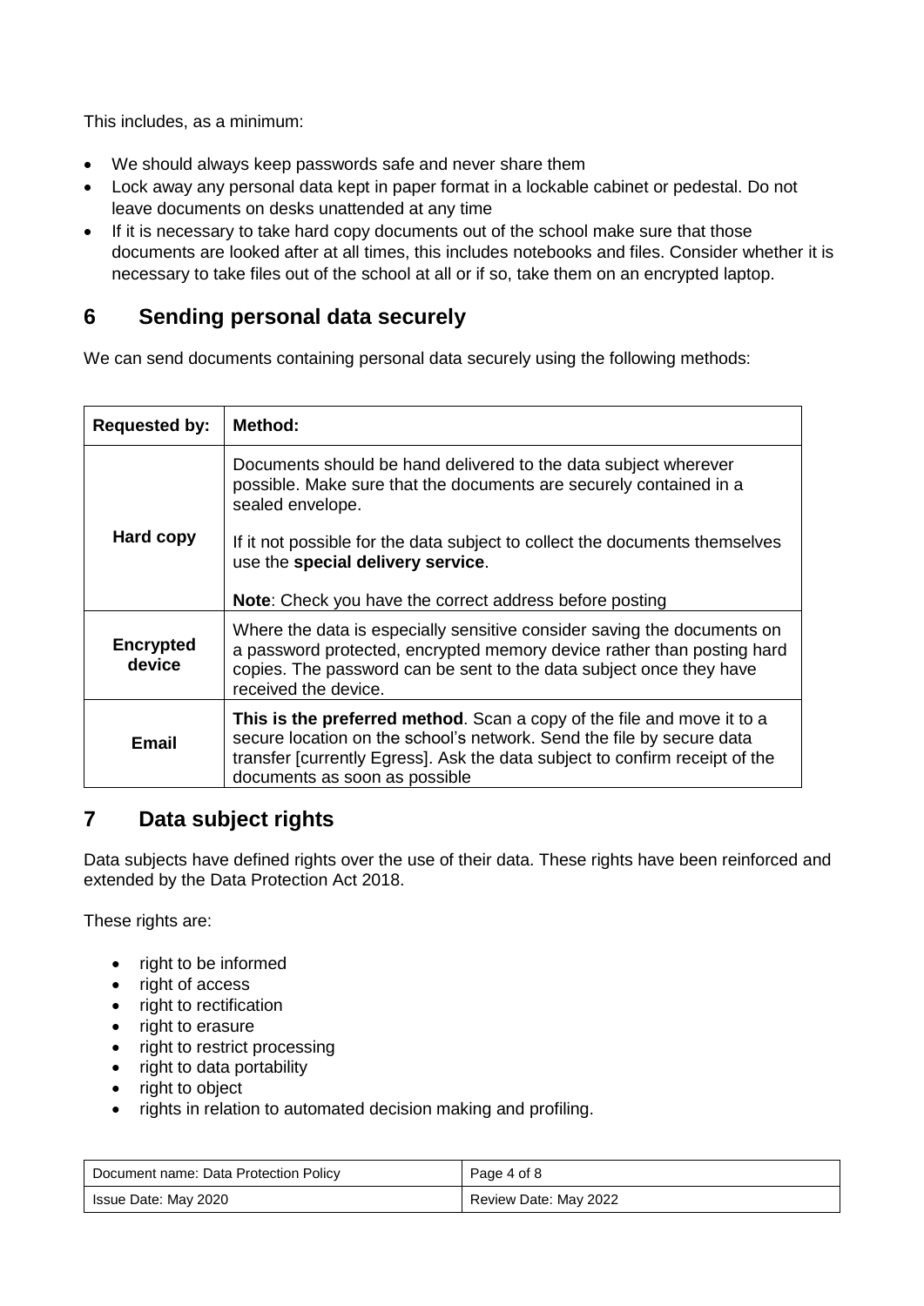This includes, as a minimum:

- We should always keep passwords safe and never share them
- Lock away any personal data kept in paper format in a lockable cabinet or pedestal. Do not leave documents on desks unattended at any time
- If it is necessary to take hard copy documents out of the school make sure that those documents are looked after at all times, this includes notebooks and files. Consider whether it is necessary to take files out of the school at all or if so, take them on an encrypted laptop.

## 6 Sending personal data securely

We can send documents containing personal data securely using the following methods:

| Requested by: | Method: |
|---|---|
| **Hard copy** | Documents should be hand delivered to the data subject wherever possible. Make sure that the documents are securely contained in a sealed envelope.<br><br>If it not possible for the data subject to collect the documents themselves use the **special delivery service**.<br><br>**Note**: Check you have the correct address before posting |
| **Encrypted device** | Where the data is especially sensitive consider saving the documents on a password protected, encrypted memory device rather than posting hard copies. The password can be sent to the data subject once they have received the device. |
| **Email** | **This is the preferred method**. Scan a copy of the file and move it to a secure location on the school's network. Send the file by secure data transfer [currently Egress]. Ask the data subject to confirm receipt of the documents as soon as possible |

## 7 Data subject rights

Data subjects have defined rights over the use of their data. These rights have been reinforced and extended by the Data Protection Act 2018.

These rights are:

- right to be informed
- right of access
- right to rectification
- right to erasure
- right to restrict processing
- right to data portability
- right to object
- rights in relation to automated decision making and profiling.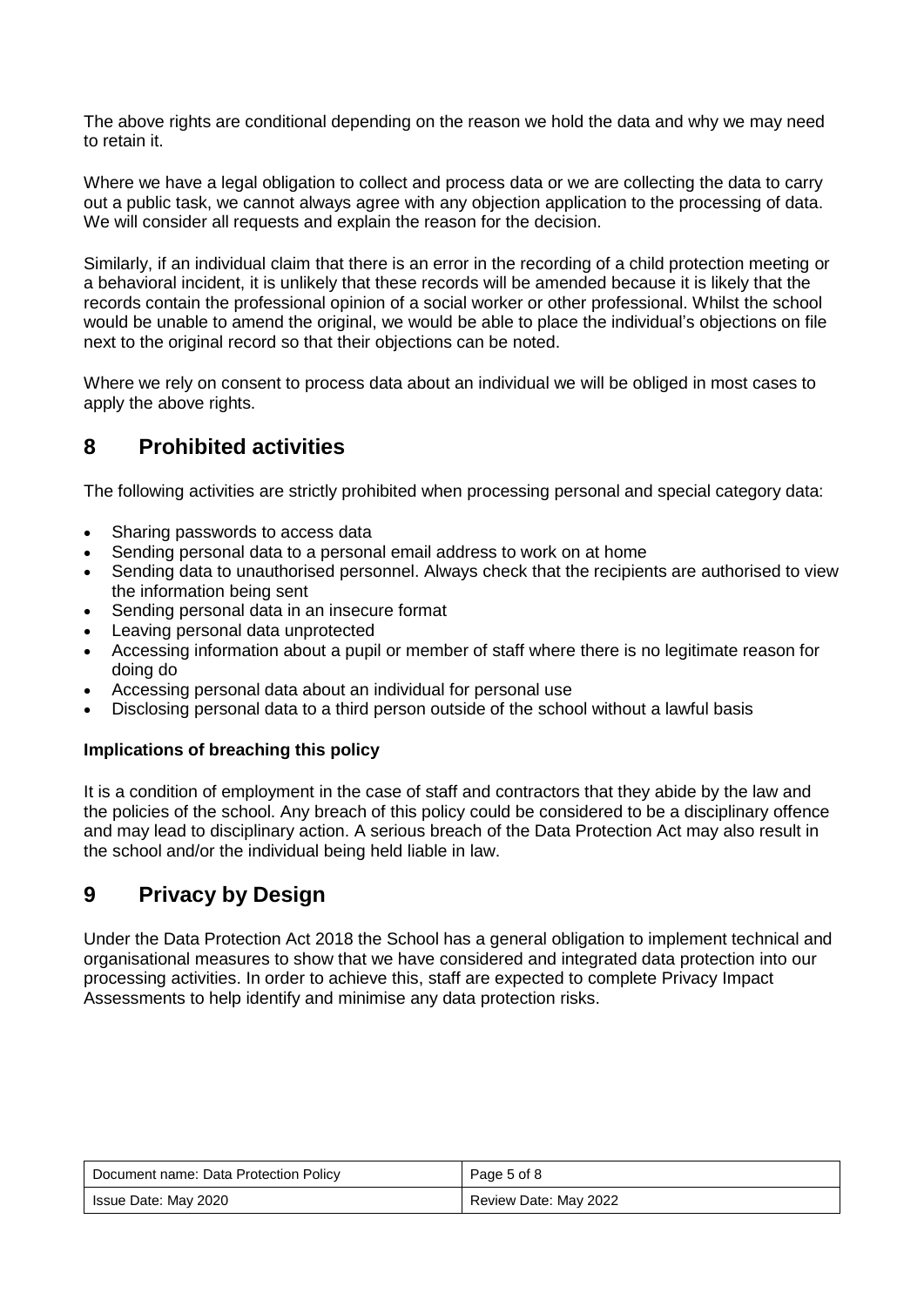The above rights are conditional depending on the reason we hold the data and why we may need to retain it.

Where we have a legal obligation to collect and process data or we are collecting the data to carry out a public task, we cannot always agree with any objection application to the processing of data. We will consider all requests and explain the reason for the decision.

Similarly, if an individual claim that there is an error in the recording of a child protection meeting or a behavioral incident, it is unlikely that these records will be amended because it is likely that the records contain the professional opinion of a social worker or other professional. Whilst the school would be unable to amend the original, we would be able to place the individual's objections on file next to the original record so that their objections can be noted.

Where we rely on consent to process data about an individual we will be obliged in most cases to apply the above rights.

## 8 Prohibited activities

The following activities are strictly prohibited when processing personal and special category data:

- Sharing passwords to access data
- Sending personal data to a personal email address to work on at home
- Sending data to unauthorised personnel. Always check that the recipients are authorised to view the information being sent
- Sending personal data in an insecure format
- Leaving personal data unprotected
- Accessing information about a pupil or member of staff where there is no legitimate reason for doing do
- Accessing personal data about an individual for personal use
- Disclosing personal data to a third person outside of the school without a lawful basis

**Implications of breaching this policy**

It is a condition of employment in the case of staff and contractors that they abide by the law and the policies of the school. Any breach of this policy could be considered to be a disciplinary offence and may lead to disciplinary action. A serious breach of the Data Protection Act may also result in the school and/or the individual being held liable in law.

## 9 Privacy by Design

Under the Data Protection Act 2018 the School has a general obligation to implement technical and organisational measures to show that we have considered and integrated data protection into our processing activities. In order to achieve this, staff are expected to complete Privacy Impact Assessments to help identify and minimise any data protection risks.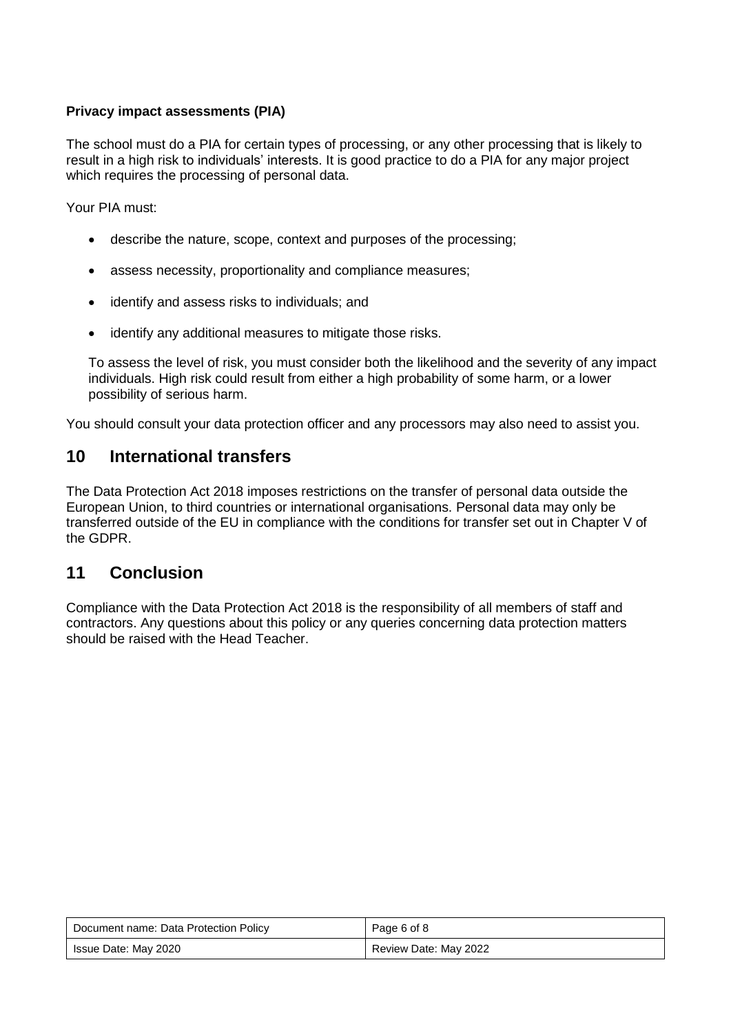**Privacy impact assessments (PIA)**

The school must do a PIA for certain types of processing, or any other processing that is likely to result in a high risk to individuals' interests. It is good practice to do a PIA for any major project which requires the processing of personal data.

Your PIA must:

- describe the nature, scope, context and purposes of the processing;
- assess necessity, proportionality and compliance measures;
- identify and assess risks to individuals; and
- identify any additional measures to mitigate those risks.

To assess the level of risk, you must consider both the likelihood and the severity of any impact individuals. High risk could result from either a high probability of some harm, or a lower possibility of serious harm.

You should consult your data protection officer and any processors may also need to assist you.

## 10 International transfers

The Data Protection Act 2018 imposes restrictions on the transfer of personal data outside the European Union, to third countries or international organisations. Personal data may only be transferred outside of the EU in compliance with the conditions for transfer set out in Chapter V of the GDPR.

## 11 Conclusion

Compliance with the Data Protection Act 2018 is the responsibility of all members of staff and contractors. Any questions about this policy or any queries concerning data protection matters should be raised with the Head Teacher.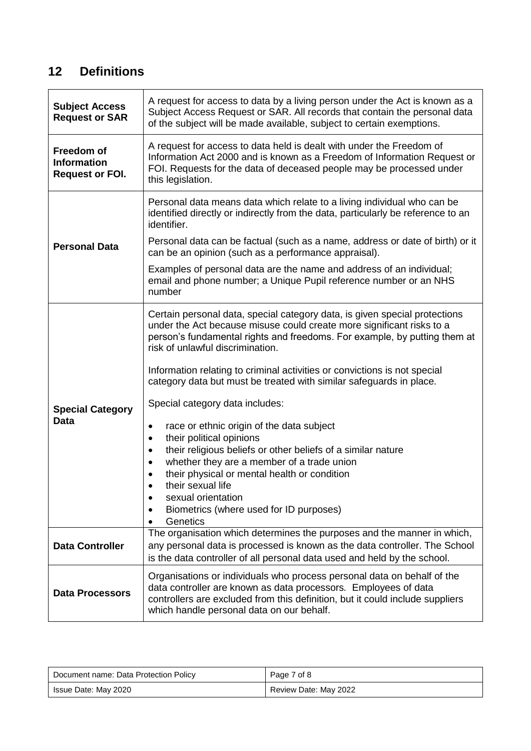## 12 Definitions

| | |
|---|---|
| **Subject Access Request or SAR** | A request for access to data by a living person under the Act is known as a Subject Access Request or SAR. All records that contain the personal data of the subject will be made available, subject to certain exemptions. |
| **Freedom of Information Request or FOI.** | A request for access to data held is dealt with under the Freedom of Information Act 2000 and is known as a Freedom of Information Request or FOI. Requests for the data of deceased people may be processed under this legislation. |
| **Personal Data** | Personal data means data which relate to a living individual who can be identified directly or indirectly from the data, particularly be reference to an identifier.<br><br>Personal data can be factual (such as a name, address or date of birth) or it can be an opinion (such as a performance appraisal).<br><br>Examples of personal data are the name and address of an individual; email and phone number; a Unique Pupil reference number or an NHS number |
| **Special Category Data** | Certain personal data, special category data, is given special protections under the Act because misuse could create more significant risks to a person's fundamental rights and freedoms. For example, by putting them at risk of unlawful discrimination.<br><br>Information relating to criminal activities or convictions is not special category data but must be treated with similar safeguards in place.<br><br>Special category data includes:<br><br>• race or ethnic origin of the data subject<br>• their political opinions<br>• their religious beliefs or other beliefs of a similar nature<br>• whether they are a member of a trade union<br>• their physical or mental health or condition<br>• their sexual life<br>• sexual orientation<br>• Biometrics (where used for ID purposes)<br>• Genetics |
| **Data Controller** | The organisation which determines the purposes and the manner in which, any personal data is processed is known as the data controller. The School is the data controller of all personal data used and held by the school. |
| **Data Processors** | Organisations or individuals who process personal data on behalf of the data controller are known as data processors. Employees of data controllers are excluded from this definition, but it could include suppliers which handle personal data on our behalf. |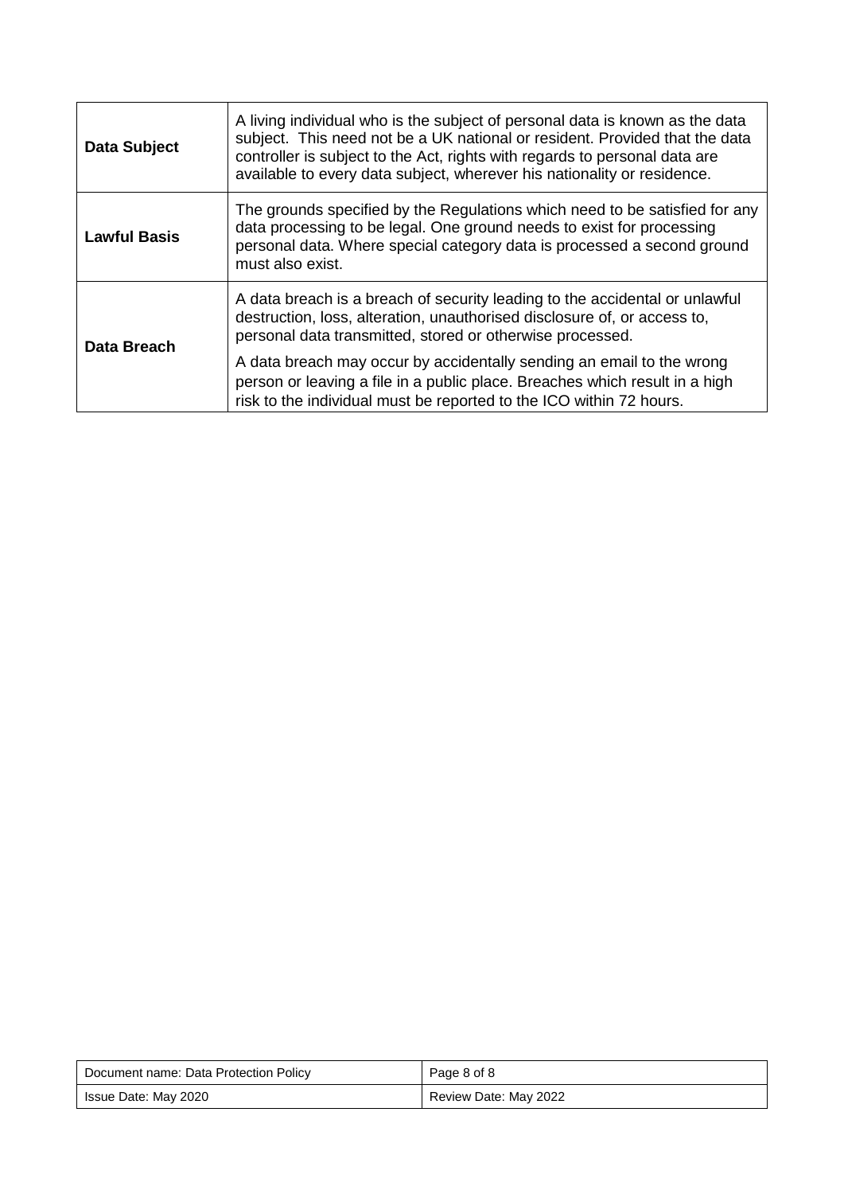| | |
|---|---|
| **Data Subject** | A living individual who is the subject of personal data is known as the data subject. This need not be a UK national or resident. Provided that the data controller is subject to the Act, rights with regards to personal data are available to every data subject, wherever his nationality or residence. |
| **Lawful Basis** | The grounds specified by the Regulations which need to be satisfied for any data processing to be legal. One ground needs to exist for processing personal data. Where special category data is processed a second ground must also exist. |
| **Data Breach** | A data breach is a breach of security leading to the accidental or unlawful destruction, loss, alteration, unauthorised disclosure of, or access to, personal data transmitted, stored or otherwise processed.<br><br>A data breach may occur by accidentally sending an email to the wrong person or leaving a file in a public place. Breaches which result in a high risk to the individual must be reported to the ICO within 72 hours. |